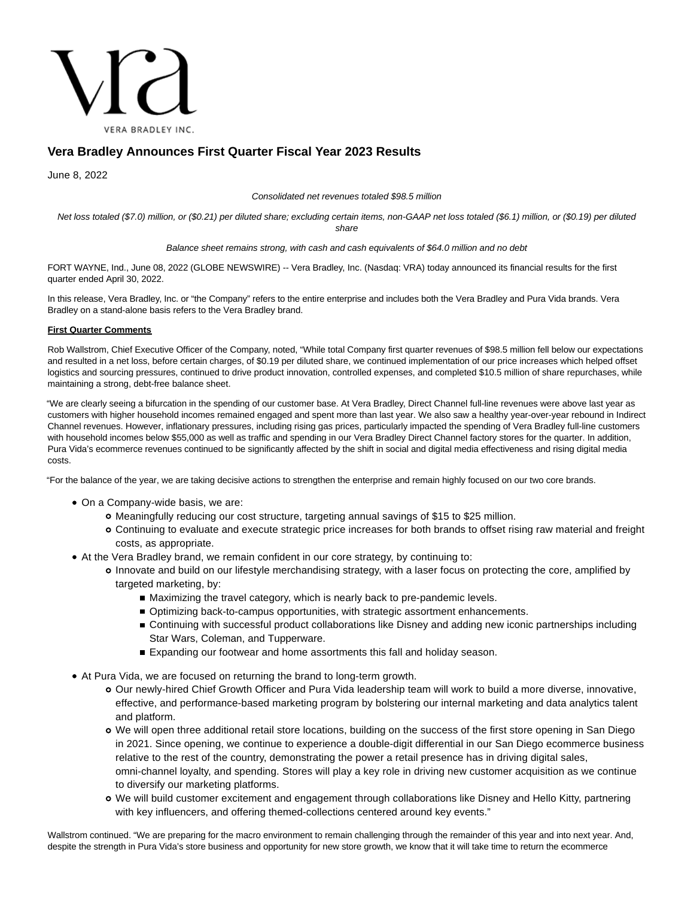# Vera Bradley Announces First Quarter Fiscal Year 2023 Results

June 8, 2022

*Consolidated net revenues totaled $98.5 million*

*Net loss totaled ($7.0) million, or ($0.21) per diluted share; excluding certain items, non-GAAP net loss totaled ($6.1) million, or ($0.19) per diluted share*

*Balance sheet remains strong, with cash and cash equivalents of $64.0 million and no debt*

FORT WAYNE, Ind., June 08, 2022 (GLOBE NEWSWIRE) -- Vera Bradley, Inc. (Nasdaq: VRA) today announced its financial results for the first quarter ended April 30, 2022.

In this release, Vera Bradley, Inc. or "the Company" refers to the entire enterprise and includes both the Vera Bradley and Pura Vida brands. Vera Bradley on a stand-alone basis refers to the Vera Bradley brand.

**First Quarter Comments**

Rob Wallstrom, Chief Executive Officer of the Company, noted, "While total Company first quarter revenues of $98.5 million fell below our expectations and resulted in a net loss, before certain charges, of $0.19 per diluted share, we continued implementation of our price increases which helped offset logistics and sourcing pressures, continued to drive product innovation, controlled expenses, and completed $10.5 million of share repurchases, while maintaining a strong, debt-free balance sheet.

"We are clearly seeing a bifurcation in the spending of our customer base. At Vera Bradley, Direct Channel full-line revenues were above last year as customers with higher household incomes remained engaged and spent more than last year. We also saw a healthy year-over-year rebound in Indirect Channel revenues. However, inflationary pressures, including rising gas prices, particularly impacted the spending of Vera Bradley full-line customers with household incomes below $55,000 as well as traffic and spending in our Vera Bradley Direct Channel factory stores for the quarter. In addition, Pura Vida's ecommerce revenues continued to be significantly affected by the shift in social and digital media effectiveness and rising digital media costs.

"For the balance of the year, we are taking decisive actions to strengthen the enterprise and remain highly focused on our two core brands.

- On a Company-wide basis, we are:
  - Meaningfully reducing our cost structure, targeting annual savings of $15 to $25 million.
  - Continuing to evaluate and execute strategic price increases for both brands to offset rising raw material and freight costs, as appropriate.
- At the Vera Bradley brand, we remain confident in our core strategy, by continuing to:
  - Innovate and build on our lifestyle merchandising strategy, with a laser focus on protecting the core, amplified by targeted marketing, by:
    - Maximizing the travel category, which is nearly back to pre-pandemic levels.
    - Optimizing back-to-campus opportunities, with strategic assortment enhancements.
    - Continuing with successful product collaborations like Disney and adding new iconic partnerships including Star Wars, Coleman, and Tupperware.
    - Expanding our footwear and home assortments this fall and holiday season.
- At Pura Vida, we are focused on returning the brand to long-term growth.
  - Our newly-hired Chief Growth Officer and Pura Vida leadership team will work to build a more diverse, innovative, effective, and performance-based marketing program by bolstering our internal marketing and data analytics talent and platform.
  - We will open three additional retail store locations, building on the success of the first store opening in San Diego in 2021. Since opening, we continue to experience a double-digit differential in our San Diego ecommerce business relative to the rest of the country, demonstrating the power a retail presence has in driving digital sales, omni-channel loyalty, and spending. Stores will play a key role in driving new customer acquisition as we continue to diversify our marketing platforms.
  - We will build customer excitement and engagement through collaborations like Disney and Hello Kitty, partnering with key influencers, and offering themed-collections centered around key events."

Wallstrom continued. "We are preparing for the macro environment to remain challenging through the remainder of this year and into next year. And, despite the strength in Pura Vida's store business and opportunity for new store growth, we know that it will take time to return the ecommerce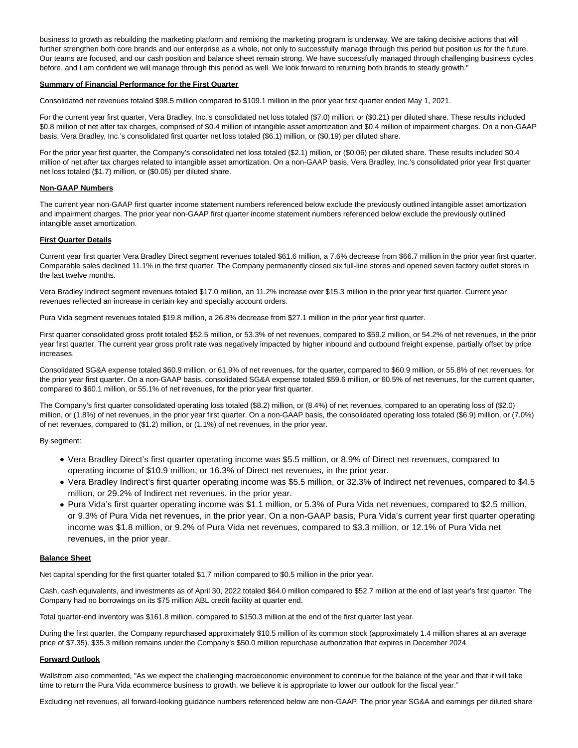business to growth as rebuilding the marketing platform and remixing the marketing program is underway. We are taking decisive actions that will further strengthen both core brands and our enterprise as a whole, not only to successfully manage through this period but position us for the future. Our teams are focused, and our cash position and balance sheet remain strong. We have successfully managed through challenging business cycles before, and I am confident we will manage through this period as well. We look forward to returning both brands to steady growth."

**Summary of Financial Performance for the First Quarter**

Consolidated net revenues totaled $98.5 million compared to $109.1 million in the prior year first quarter ended May 1, 2021.

For the current year first quarter, Vera Bradley, Inc.'s consolidated net loss totaled ($7.0) million, or ($0.21) per diluted share. These results included $0.8 million of net after tax charges, comprised of $0.4 million of intangible asset amortization and $0.4 million of impairment charges. On a non-GAAP basis, Vera Bradley, Inc.'s consolidated first quarter net loss totaled ($6.1) million, or ($0.19) per diluted share.

For the prior year first quarter, the Company's consolidated net loss totaled ($2.1) million, or ($0.06) per diluted share. These results included $0.4 million of net after tax charges related to intangible asset amortization. On a non-GAAP basis, Vera Bradley, Inc.'s consolidated prior year first quarter net loss totaled ($1.7) million, or ($0.05) per diluted share.

**Non-GAAP Numbers**

The current year non-GAAP first quarter income statement numbers referenced below exclude the previously outlined intangible asset amortization and impairment charges. The prior year non-GAAP first quarter income statement numbers referenced below exclude the previously outlined intangible asset amortization.

**First Quarter Details**

Current year first quarter Vera Bradley Direct segment revenues totaled $61.6 million, a 7.6% decrease from $66.7 million in the prior year first quarter. Comparable sales declined 11.1% in the first quarter. The Company permanently closed six full-line stores and opened seven factory outlet stores in the last twelve months.

Vera Bradley Indirect segment revenues totaled $17.0 million, an 11.2% increase over $15.3 million in the prior year first quarter. Current year revenues reflected an increase in certain key and specialty account orders.

Pura Vida segment revenues totaled $19.8 million, a 26.8% decrease from $27.1 million in the prior year first quarter.

First quarter consolidated gross profit totaled $52.5 million, or 53.3% of net revenues, compared to $59.2 million, or 54.2% of net revenues, in the prior year first quarter. The current year gross profit rate was negatively impacted by higher inbound and outbound freight expense, partially offset by price increases.

Consolidated SG&A expense totaled $60.9 million, or 61.9% of net revenues, for the quarter, compared to $60.9 million, or 55.8% of net revenues, for the prior year first quarter. On a non-GAAP basis, consolidated SG&A expense totaled $59.6 million, or 60.5% of net revenues, for the current quarter, compared to $60.1 million, or 55.1% of net revenues, for the prior year first quarter.

The Company's first quarter consolidated operating loss totaled ($8.2) million, or (8.4%) of net revenues, compared to an operating loss of ($2.0) million, or (1.8%) of net revenues, in the prior year first quarter. On a non-GAAP basis, the consolidated operating loss totaled ($6.9) million, or (7.0%) of net revenues, compared to ($1.2) million, or (1.1%) of net revenues, in the prior year.

By segment:

- Vera Bradley Direct's first quarter operating income was $5.5 million, or 8.9% of Direct net revenues, compared to operating income of $10.9 million, or 16.3% of Direct net revenues, in the prior year.
- Vera Bradley Indirect's first quarter operating income was $5.5 million, or 32.3% of Indirect net revenues, compared to $4.5 million, or 29.2% of Indirect net revenues, in the prior year.
- Pura Vida's first quarter operating income was $1.1 million, or 5.3% of Pura Vida net revenues, compared to $2.5 million, or 9.3% of Pura Vida net revenues, in the prior year. On a non-GAAP basis, Pura Vida's current year first quarter operating income was $1.8 million, or 9.2% of Pura Vida net revenues, compared to $3.3 million, or 12.1% of Pura Vida net revenues, in the prior year.

**Balance Sheet**

Net capital spending for the first quarter totaled $1.7 million compared to $0.5 million in the prior year.

Cash, cash equivalents, and investments as of April 30, 2022 totaled $64.0 million compared to $52.7 million at the end of last year's first quarter. The Company had no borrowings on its $75 million ABL credit facility at quarter end.

Total quarter-end inventory was $161.8 million, compared to $150.3 million at the end of the first quarter last year.

During the first quarter, the Company repurchased approximately $10.5 million of its common stock (approximately 1.4 million shares at an average price of $7.35). $35.3 million remains under the Company's $50.0 million repurchase authorization that expires in December 2024.

**Forward Outlook**

Wallstrom also commented, "As we expect the challenging macroeconomic environment to continue for the balance of the year and that it will take time to return the Pura Vida ecommerce business to growth, we believe it is appropriate to lower our outlook for the fiscal year."

Excluding net revenues, all forward-looking guidance numbers referenced below are non-GAAP. The prior year SG&A and earnings per diluted share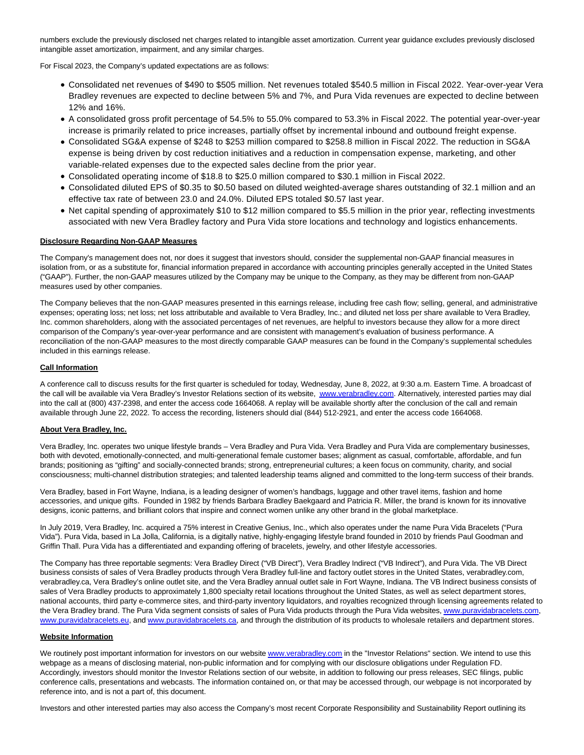numbers exclude the previously disclosed net charges related to intangible asset amortization. Current year guidance excludes previously disclosed intangible asset amortization, impairment, and any similar charges.

For Fiscal 2023, the Company's updated expectations are as follows:

- Consolidated net revenues of $490 to $505 million. Net revenues totaled $540.5 million in Fiscal 2022. Year-over-year Vera Bradley revenues are expected to decline between 5% and 7%, and Pura Vida revenues are expected to decline between 12% and 16%.
- A consolidated gross profit percentage of 54.5% to 55.0% compared to 53.3% in Fiscal 2022. The potential year-over-year increase is primarily related to price increases, partially offset by incremental inbound and outbound freight expense.
- Consolidated SG&A expense of $248 to $253 million compared to $258.8 million in Fiscal 2022. The reduction in SG&A expense is being driven by cost reduction initiatives and a reduction in compensation expense, marketing, and other variable-related expenses due to the expected sales decline from the prior year.
- Consolidated operating income of $18.8 to $25.0 million compared to $30.1 million in Fiscal 2022.
- Consolidated diluted EPS of $0.35 to $0.50 based on diluted weighted-average shares outstanding of 32.1 million and an effective tax rate of between 23.0 and 24.0%. Diluted EPS totaled $0.57 last year.
- Net capital spending of approximately $10 to $12 million compared to $5.5 million in the prior year, reflecting investments associated with new Vera Bradley factory and Pura Vida store locations and technology and logistics enhancements.

**Disclosure Regarding Non-GAAP Measures**

The Company's management does not, nor does it suggest that investors should, consider the supplemental non-GAAP financial measures in isolation from, or as a substitute for, financial information prepared in accordance with accounting principles generally accepted in the United States ("GAAP"). Further, the non-GAAP measures utilized by the Company may be unique to the Company, as they may be different from non-GAAP measures used by other companies.

The Company believes that the non-GAAP measures presented in this earnings release, including free cash flow; selling, general, and administrative expenses; operating loss; net loss; net loss attributable and available to Vera Bradley, Inc.; and diluted net loss per share available to Vera Bradley, Inc. common shareholders, along with the associated percentages of net revenues, are helpful to investors because they allow for a more direct comparison of the Company's year-over-year performance and are consistent with management's evaluation of business performance. A reconciliation of the non-GAAP measures to the most directly comparable GAAP measures can be found in the Company's supplemental schedules included in this earnings release.

**Call Information**

A conference call to discuss results for the first quarter is scheduled for today, Wednesday, June 8, 2022, at 9:30 a.m. Eastern Time. A broadcast of the call will be available via Vera Bradley's Investor Relations section of its website, www.verabradley.com. Alternatively, interested parties may dial into the call at (800) 437-2398, and enter the access code 1664068. A replay will be available shortly after the conclusion of the call and remain available through June 22, 2022. To access the recording, listeners should dial (844) 512-2921, and enter the access code 1664068.

**About Vera Bradley, Inc.**

Vera Bradley, Inc. operates two unique lifestyle brands – Vera Bradley and Pura Vida. Vera Bradley and Pura Vida are complementary businesses, both with devoted, emotionally-connected, and multi-generational female customer bases; alignment as casual, comfortable, affordable, and fun brands; positioning as "gifting" and socially-connected brands; strong, entrepreneurial cultures; a keen focus on community, charity, and social consciousness; multi-channel distribution strategies; and talented leadership teams aligned and committed to the long-term success of their brands.

Vera Bradley, based in Fort Wayne, Indiana, is a leading designer of women's handbags, luggage and other travel items, fashion and home accessories, and unique gifts. Founded in 1982 by friends Barbara Bradley Baekgaard and Patricia R. Miller, the brand is known for its innovative designs, iconic patterns, and brilliant colors that inspire and connect women unlike any other brand in the global marketplace.

In July 2019, Vera Bradley, Inc. acquired a 75% interest in Creative Genius, Inc., which also operates under the name Pura Vida Bracelets ("Pura Vida"). Pura Vida, based in La Jolla, California, is a digitally native, highly-engaging lifestyle brand founded in 2010 by friends Paul Goodman and Griffin Thall. Pura Vida has a differentiated and expanding offering of bracelets, jewelry, and other lifestyle accessories.

The Company has three reportable segments: Vera Bradley Direct ("VB Direct"), Vera Bradley Indirect ("VB Indirect"), and Pura Vida. The VB Direct business consists of sales of Vera Bradley products through Vera Bradley full-line and factory outlet stores in the United States, verabradley.com, verabradley.ca, Vera Bradley's online outlet site, and the Vera Bradley annual outlet sale in Fort Wayne, Indiana. The VB Indirect business consists of sales of Vera Bradley products to approximately 1,800 specialty retail locations throughout the United States, as well as select department stores, national accounts, third party e-commerce sites, and third-party inventory liquidators, and royalties recognized through licensing agreements related to the Vera Bradley brand. The Pura Vida segment consists of sales of Pura Vida products through the Pura Vida websites, www.puravidabracelets.com, www.puravidabracelets.eu, and www.puravidabracelets.ca, and through the distribution of its products to wholesale retailers and department stores.

**Website Information**

We routinely post important information for investors on our website www.verabradley.com in the "Investor Relations" section. We intend to use this webpage as a means of disclosing material, non-public information and for complying with our disclosure obligations under Regulation FD. Accordingly, investors should monitor the Investor Relations section of our website, in addition to following our press releases, SEC filings, public conference calls, presentations and webcasts. The information contained on, or that may be accessed through, our webpage is not incorporated by reference into, and is not a part of, this document.

Investors and other interested parties may also access the Company's most recent Corporate Responsibility and Sustainability Report outlining its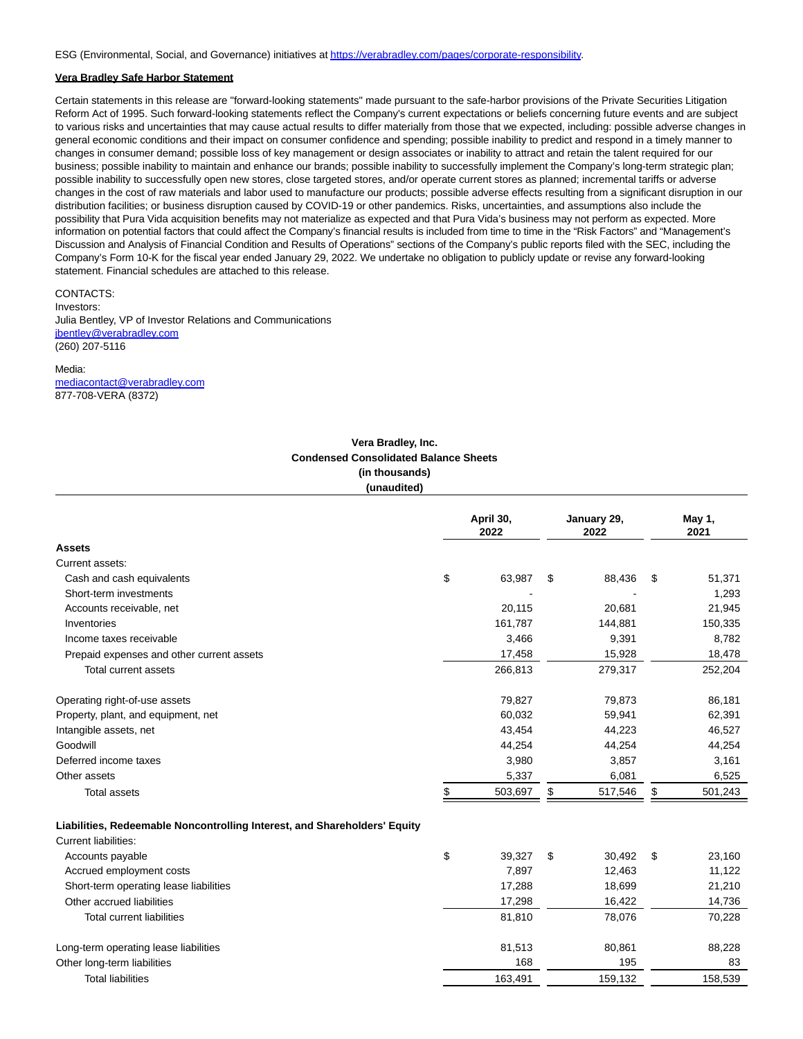ESG (Environmental, Social, and Governance) initiatives at https://verabradley.com/pages/corporate-responsibility.

**Vera Bradley Safe Harbor Statement**

Certain statements in this release are "forward-looking statements" made pursuant to the safe-harbor provisions of the Private Securities Litigation Reform Act of 1995. Such forward-looking statements reflect the Company's current expectations or beliefs concerning future events and are subject to various risks and uncertainties that may cause actual results to differ materially from those that we expected, including: possible adverse changes in general economic conditions and their impact on consumer confidence and spending; possible inability to predict and respond in a timely manner to changes in consumer demand; possible loss of key management or design associates or inability to attract and retain the talent required for our business; possible inability to maintain and enhance our brands; possible inability to successfully implement the Company's long-term strategic plan; possible inability to successfully open new stores, close targeted stores, and/or operate current stores as planned; incremental tariffs or adverse changes in the cost of raw materials and labor used to manufacture our products; possible adverse effects resulting from a significant disruption in our distribution facilities; or business disruption caused by COVID-19 or other pandemics. Risks, uncertainties, and assumptions also include the possibility that Pura Vida acquisition benefits may not materialize as expected and that Pura Vida's business may not perform as expected. More information on potential factors that could affect the Company's financial results is included from time to time in the "Risk Factors" and "Management's Discussion and Analysis of Financial Condition and Results of Operations" sections of the Company's public reports filed with the SEC, including the Company's Form 10-K for the fiscal year ended January 29, 2022. We undertake no obligation to publicly update or revise any forward-looking statement. Financial schedules are attached to this release.

CONTACTS:
Investors:
Julia Bentley, VP of Investor Relations and Communications
jbentley@verabradley.com
(260) 207-5116

Media:
mediacontact@verabradley.com
877-708-VERA (8372)

**Vera Bradley, Inc.**
**Condensed Consolidated Balance Sheets**
**(in thousands)**
**(unaudited)**

| | April 30, 2022 | January 29, 2022 | May 1, 2021 |
|---|---|---|---|
| **Assets** | | | |
| Current assets: | | | |
| Cash and cash equivalents | $ 63,987 | $ 88,436 | $ 51,371 |
| Short-term investments | - | - | 1,293 |
| Accounts receivable, net | 20,115 | 20,681 | 21,945 |
| Inventories | 161,787 | 144,881 | 150,335 |
| Income taxes receivable | 3,466 | 9,391 | 8,782 |
| Prepaid expenses and other current assets | 17,458 | 15,928 | 18,478 |
| Total current assets | 266,813 | 279,317 | 252,204 |
| Operating right-of-use assets | 79,827 | 79,873 | 86,181 |
| Property, plant, and equipment, net | 60,032 | 59,941 | 62,391 |
| Intangible assets, net | 43,454 | 44,223 | 46,527 |
| Goodwill | 44,254 | 44,254 | 44,254 |
| Deferred income taxes | 3,980 | 3,857 | 3,161 |
| Other assets | 5,337 | 6,081 | 6,525 |
| Total assets | $ 503,697 | $ 517,546 | $ 501,243 |
| **Liabilities, Redeemable Noncontrolling Interest, and Shareholders' Equity** | | | |
| Current liabilities: | | | |
| Accounts payable | $ 39,327 | $ 30,492 | $ 23,160 |
| Accrued employment costs | 7,897 | 12,463 | 11,122 |
| Short-term operating lease liabilities | 17,288 | 18,699 | 21,210 |
| Other accrued liabilities | 17,298 | 16,422 | 14,736 |
| Total current liabilities | 81,810 | 78,076 | 70,228 |
| Long-term operating lease liabilities | 81,513 | 80,861 | 88,228 |
| Other long-term liabilities | 168 | 195 | 83 |
| Total liabilities | 163,491 | 159,132 | 158,539 |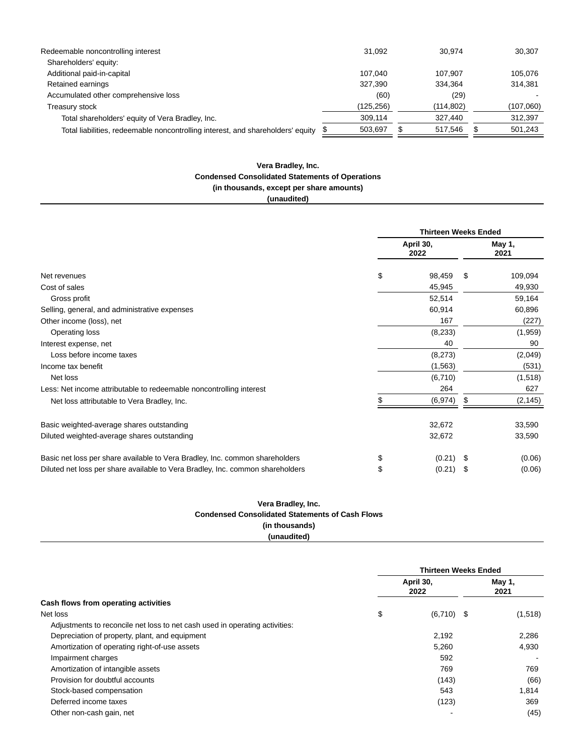| | | | |
|---|---|---|---|
| Redeemable noncontrolling interest | 31,092 | 30,974 | 30,307 |
| Shareholders' equity: | | | |
| Additional paid-in-capital | 107,040 | 107,907 | 105,076 |
| Retained earnings | 327,390 | 334,364 | 314,381 |
| Accumulated other comprehensive loss | (60) | (29) | - |
| Treasury stock | (125,256) | (114,802) | (107,060) |
| Total shareholders' equity of Vera Bradley, Inc. | 309,114 | 327,440 | 312,397 |
| Total liabilities, redeemable noncontrolling interest, and shareholders' equity | $ 503,697 | $ 517,546 | $ 501,243 |

**Vera Bradley, Inc.**
**Condensed Consolidated Statements of Operations**
**(in thousands, except per share amounts)**
**(unaudited)**

| | Thirteen Weeks Ended | |
|---|---|---|
| | April 30, 2022 | May 1, 2021 |
| Net revenues | $ 98,459 | $ 109,094 |
| Cost of sales | 45,945 | 49,930 |
| Gross profit | 52,514 | 59,164 |
| Selling, general, and administrative expenses | 60,914 | 60,896 |
| Other income (loss), net | 167 | (227) |
| Operating loss | (8,233) | (1,959) |
| Interest expense, net | 40 | 90 |
| Loss before income taxes | (8,273) | (2,049) |
| Income tax benefit | (1,563) | (531) |
| Net loss | (6,710) | (1,518) |
| Less: Net income attributable to redeemable noncontrolling interest | 264 | 627 |
| Net loss attributable to Vera Bradley, Inc. | $ (6,974) | $ (2,145) |
| Basic weighted-average shares outstanding | 32,672 | 33,590 |
| Diluted weighted-average shares outstanding | 32,672 | 33,590 |
| Basic net loss per share available to Vera Bradley, Inc. common shareholders | $ (0.21) | $ (0.06) |
| Diluted net loss per share available to Vera Bradley, Inc. common shareholders | $ (0.21) | $ (0.06) |

**Vera Bradley, Inc.**
**Condensed Consolidated Statements of Cash Flows**
**(in thousands)**
**(unaudited)**

| | Thirteen Weeks Ended | |
|---|---|---|
| | April 30, 2022 | May 1, 2021 |
| **Cash flows from operating activities** | | |
| Net loss | $ (6,710) | $ (1,518) |
| Adjustments to reconcile net loss to net cash used in operating activities: | | |
| Depreciation of property, plant, and equipment | 2,192 | 2,286 |
| Amortization of operating right-of-use assets | 5,260 | 4,930 |
| Impairment charges | 592 | - |
| Amortization of intangible assets | 769 | 769 |
| Provision for doubtful accounts | (143) | (66) |
| Stock-based compensation | 543 | 1,814 |
| Deferred income taxes | (123) | 369 |
| Other non-cash gain, net | - | (45) |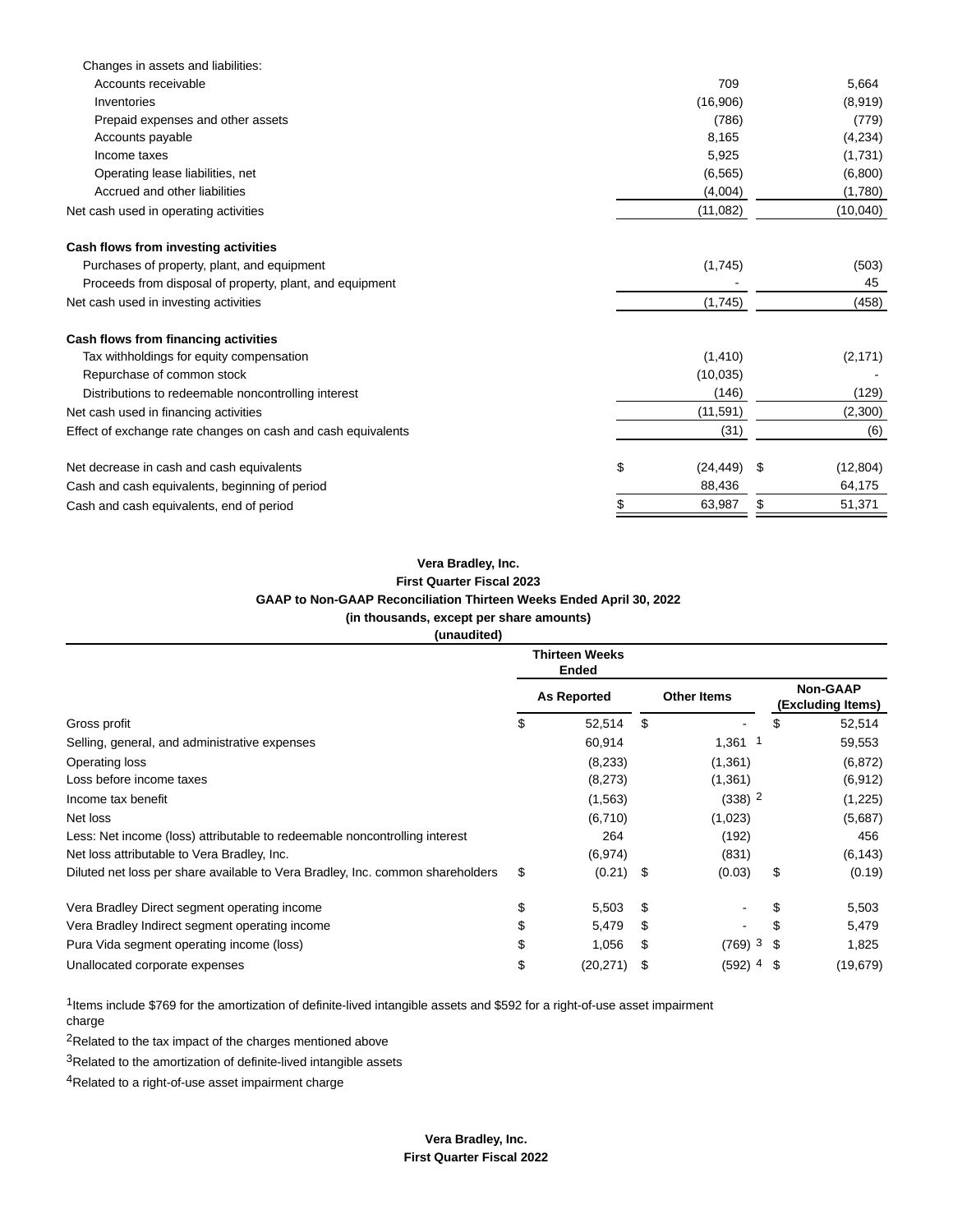| | | |
|---|---|---|
| Changes in assets and liabilities: | | |
| Accounts receivable | 709 | 5,664 |
| Inventories | (16,906) | (8,919) |
| Prepaid expenses and other assets | (786) | (779) |
| Accounts payable | 8,165 | (4,234) |
| Income taxes | 5,925 | (1,731) |
| Operating lease liabilities, net | (6,565) | (6,800) |
| Accrued and other liabilities | (4,004) | (1,780) |
| Net cash used in operating activities | (11,082) | (10,040) |
| | | |
| **Cash flows from investing activities** | | |
| Purchases of property, plant, and equipment | (1,745) | (503) |
| Proceeds from disposal of property, plant, and equipment | - | 45 |
| Net cash used in investing activities | (1,745) | (458) |
| | | |
| **Cash flows from financing activities** | | |
| Tax withholdings for equity compensation | (1,410) | (2,171) |
| Repurchase of common stock | (10,035) | - |
| Distributions to redeemable noncontrolling interest | (146) | (129) |
| Net cash used in financing activities | (11,591) | (2,300) |
| Effect of exchange rate changes on cash and cash equivalents | (31) | (6) |
| | | |
| Net decrease in cash and cash equivalents | $ (24,449) | $ (12,804) |
| Cash and cash equivalents, beginning of period | 88,436 | 64,175 |
| Cash and cash equivalents, end of period | $ 63,987 | $ 51,371 |

**Vera Bradley, Inc.**
**First Quarter Fiscal 2023**
**GAAP to Non-GAAP Reconciliation Thirteen Weeks Ended April 30, 2022**
**(in thousands, except per share amounts)**
**(unaudited)**

| | Thirteen Weeks Ended | | |
|---|---|---|---|
| | **As Reported** | **Other Items** | **Non-GAAP (Excluding Items)** |
| Gross profit | $ 52,514 | $ - | $ 52,514 |
| Selling, general, and administrative expenses | 60,914 | 1,361 [1] | 59,553 |
| Operating loss | (8,233) | (1,361) | (6,872) |
| Loss before income taxes | (8,273) | (1,361) | (6,912) |
| Income tax benefit | (1,563) | (338) [2] | (1,225) |
| Net loss | (6,710) | (1,023) | (5,687) |
| Less: Net income (loss) attributable to redeemable noncontrolling interest | 264 | (192) | 456 |
| Net loss attributable to Vera Bradley, Inc. | (6,974) | (831) | (6,143) |
| Diluted net loss per share available to Vera Bradley, Inc. common shareholders | $ (0.21) | $ (0.03) | $ (0.19) |
| | | | |
| Vera Bradley Direct segment operating income | $ 5,503 | $ - | $ 5,503 |
| Vera Bradley Indirect segment operating income | $ 5,479 | $ - | $ 5,479 |
| Pura Vida segment operating income (loss) | $ 1,056 | $ (769) [3] | $ 1,825 |
| Unallocated corporate expenses | $ (20,271) | $ (592) [4] | $ (19,679) |

[1]Items include $769 for the amortization of definite-lived intangible assets and $592 for a right-of-use asset impairment charge

[2]Related to the tax impact of the charges mentioned above

[3]Related to the amortization of definite-lived intangible assets

[4]Related to a right-of-use asset impairment charge

**Vera Bradley, Inc.**
**First Quarter Fiscal 2022**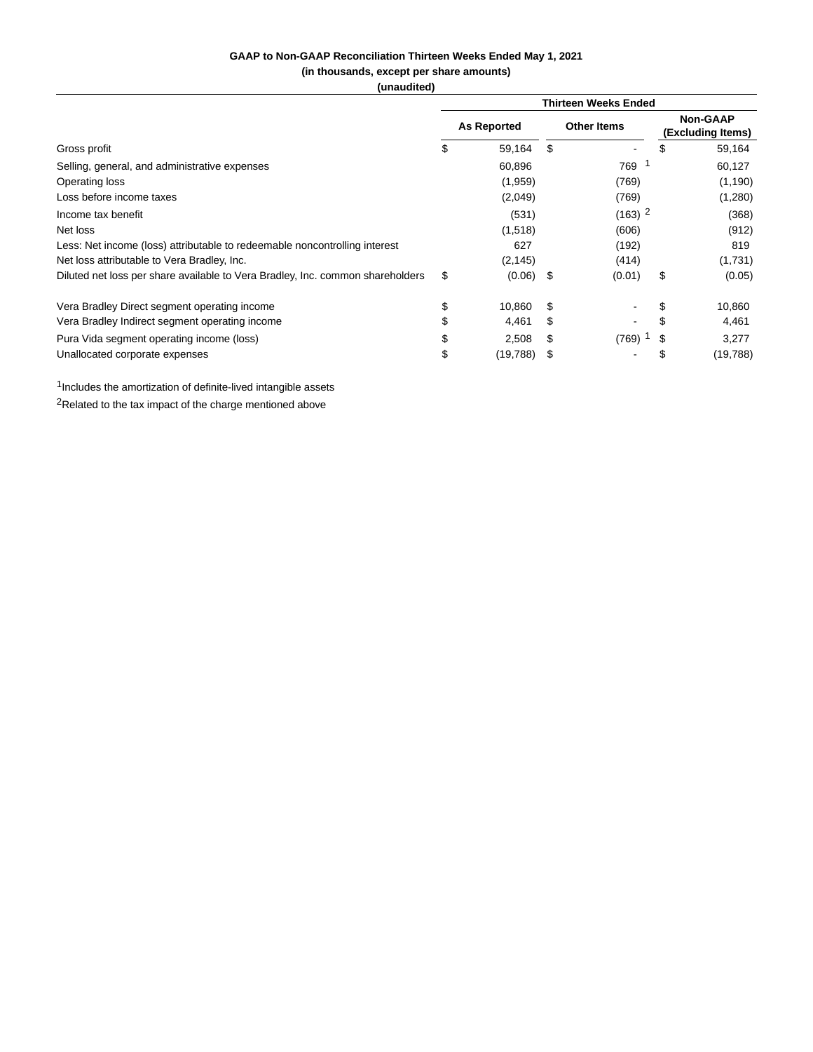**GAAP to Non-GAAP Reconciliation Thirteen Weeks Ended May 1, 2021**

**(in thousands, except per share amounts)**

**(unaudited)**

| | Thirteen Weeks Ended | | |
|---|---|---|---|
| | **As Reported** | **Other Items** | **Non-GAAP (Excluding Items)** |
| Gross profit | $ 59,164 | $ - | $ 59,164 |
| Selling, general, and administrative expenses | 60,896 | 769 [1] | 60,127 |
| Operating loss | (1,959) | (769) | (1,190) |
| Loss before income taxes | (2,049) | (769) | (1,280) |
| Income tax benefit | (531) | (163) [2] | (368) |
| Net loss | (1,518) | (606) | (912) |
| Less: Net income (loss) attributable to redeemable noncontrolling interest | 627 | (192) | 819 |
| Net loss attributable to Vera Bradley, Inc. | (2,145) | (414) | (1,731) |
| Diluted net loss per share available to Vera Bradley, Inc. common shareholders | $ (0.06) | $ (0.01) | $ (0.05) |
| | | | |
| Vera Bradley Direct segment operating income | $ 10,860 | $ - | $ 10,860 |
| Vera Bradley Indirect segment operating income | $ 4,461 | $ - | $ 4,461 |
| Pura Vida segment operating income (loss) | $ 2,508 | $ (769) [1] | $ 3,277 |
| Unallocated corporate expenses | $ (19,788) | $ - | $ (19,788) |

[1]Includes the amortization of definite-lived intangible assets

[2]Related to the tax impact of the charge mentioned above